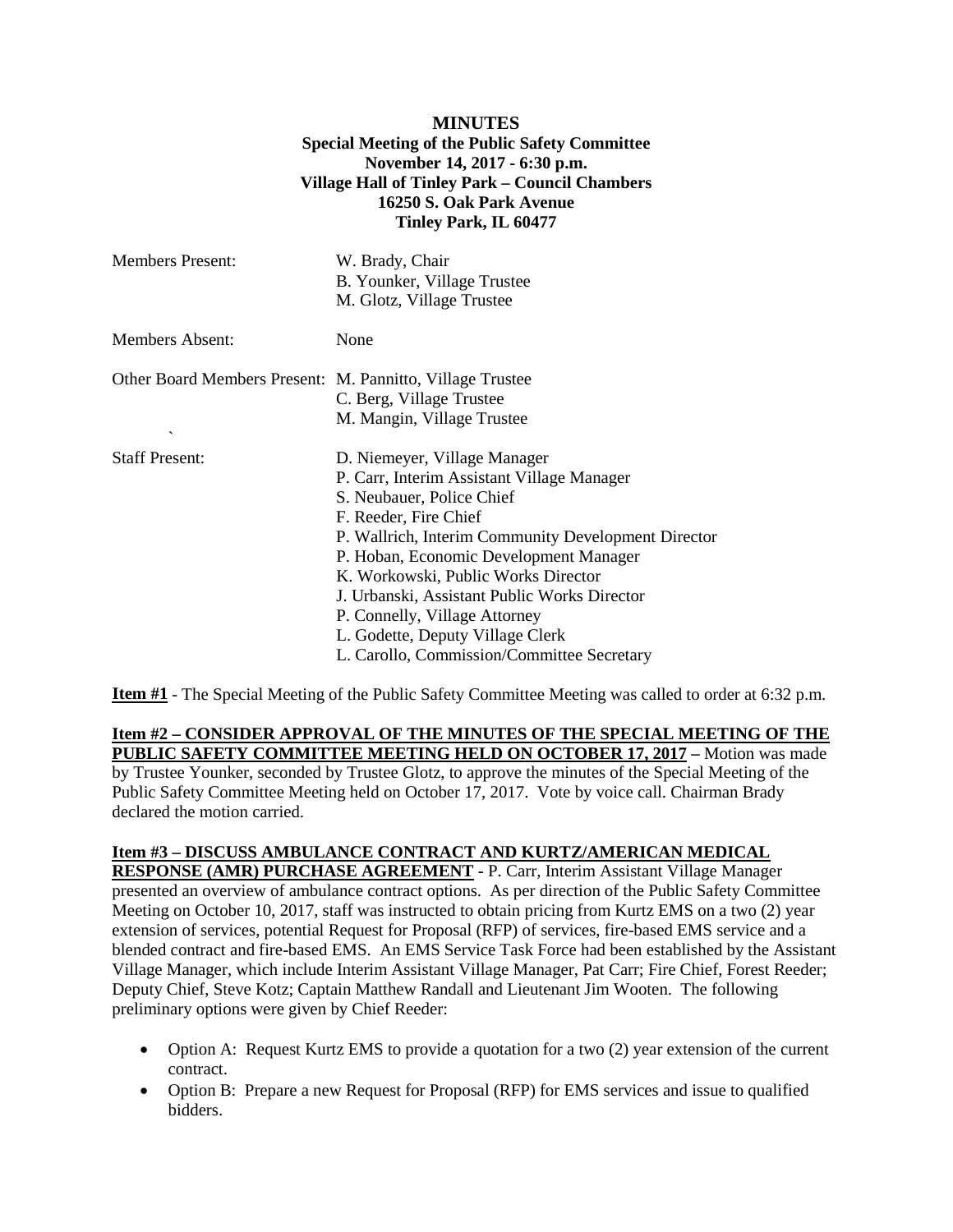**MINUTES**
**Special Meeting of the Public Safety Committee**
**November 14, 2017 - 6:30 p.m.**
**Village Hall of Tinley Park – Council Chambers**
**16250 S. Oak Park Avenue**
**Tinley Park, IL 60477**

| | |
|---|---|
| Members Present: | W. Brady, Chair<br>B. Younker, Village Trustee<br>M. Glotz, Village Trustee |
| Members Absent: | None |
| Other Board Members Present: | M. Pannitto, Village Trustee<br>C. Berg, Village Trustee<br>M. Mangin, Village Trustee |
| Staff Present: | D. Niemeyer, Village Manager<br>P. Carr, Interim Assistant Village Manager<br>S. Neubauer, Police Chief<br>F. Reeder, Fire Chief<br>P. Wallrich, Interim Community Development Director<br>P. Hoban, Economic Development Manager<br>K. Workowski, Public Works Director<br>J. Urbanski, Assistant Public Works Director<br>P. Connelly, Village Attorney<br>L. Godette, Deputy Village Clerk<br>L. Carollo, Commission/Committee Secretary |

**Item #1** - The Special Meeting of the Public Safety Committee Meeting was called to order at 6:32 p.m.

**Item #2 – CONSIDER APPROVAL OF THE MINUTES OF THE SPECIAL MEETING OF THE PUBLIC SAFETY COMMITTEE MEETING HELD ON OCTOBER 17, 2017 –** Motion was made by Trustee Younker, seconded by Trustee Glotz, to approve the minutes of the Special Meeting of the Public Safety Committee Meeting held on October 17, 2017. Vote by voice call. Chairman Brady declared the motion carried.

**Item #3 – DISCUSS AMBULANCE CONTRACT AND KURTZ/AMERICAN MEDICAL RESPONSE (AMR) PURCHASE AGREEMENT -** P. Carr, Interim Assistant Village Manager presented an overview of ambulance contract options. As per direction of the Public Safety Committee Meeting on October 10, 2017, staff was instructed to obtain pricing from Kurtz EMS on a two (2) year extension of services, potential Request for Proposal (RFP) of services, fire-based EMS service and a blended contract and fire-based EMS. An EMS Service Task Force had been established by the Assistant Village Manager, which include Interim Assistant Village Manager, Pat Carr; Fire Chief, Forest Reeder; Deputy Chief, Steve Kotz; Captain Matthew Randall and Lieutenant Jim Wooten. The following preliminary options were given by Chief Reeder:

- Option A: Request Kurtz EMS to provide a quotation for a two (2) year extension of the current contract.
- Option B: Prepare a new Request for Proposal (RFP) for EMS services and issue to qualified bidders.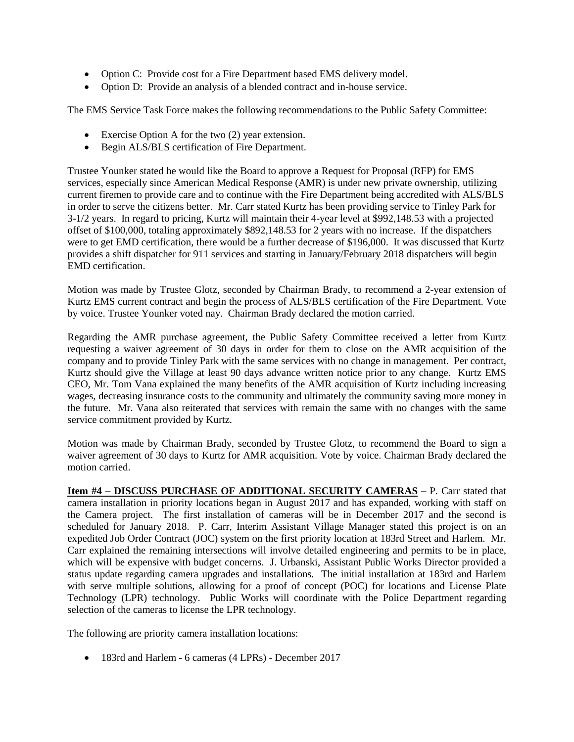- Option C: Provide cost for a Fire Department based EMS delivery model.
- Option D: Provide an analysis of a blended contract and in-house service.

The EMS Service Task Force makes the following recommendations to the Public Safety Committee:

- Exercise Option A for the two (2) year extension.
- Begin ALS/BLS certification of Fire Department.

Trustee Younker stated he would like the Board to approve a Request for Proposal (RFP) for EMS services, especially since American Medical Response (AMR) is under new private ownership, utilizing current firemen to provide care and to continue with the Fire Department being accredited with ALS/BLS in order to serve the citizens better. Mr. Carr stated Kurtz has been providing service to Tinley Park for 3-1/2 years. In regard to pricing, Kurtz will maintain their 4-year level at $992,148.53 with a projected offset of $100,000, totaling approximately $892,148.53 for 2 years with no increase. If the dispatchers were to get EMD certification, there would be a further decrease of $196,000. It was discussed that Kurtz provides a shift dispatcher for 911 services and starting in January/February 2018 dispatchers will begin EMD certification.

Motion was made by Trustee Glotz, seconded by Chairman Brady, to recommend a 2-year extension of Kurtz EMS current contract and begin the process of ALS/BLS certification of the Fire Department. Vote by voice. Trustee Younker voted nay. Chairman Brady declared the motion carried.

Regarding the AMR purchase agreement, the Public Safety Committee received a letter from Kurtz requesting a waiver agreement of 30 days in order for them to close on the AMR acquisition of the company and to provide Tinley Park with the same services with no change in management. Per contract, Kurtz should give the Village at least 90 days advance written notice prior to any change. Kurtz EMS CEO, Mr. Tom Vana explained the many benefits of the AMR acquisition of Kurtz including increasing wages, decreasing insurance costs to the community and ultimately the community saving more money in the future. Mr. Vana also reiterated that services with remain the same with no changes with the same service commitment provided by Kurtz.

Motion was made by Chairman Brady, seconded by Trustee Glotz, to recommend the Board to sign a waiver agreement of 30 days to Kurtz for AMR acquisition. Vote by voice. Chairman Brady declared the motion carried.

**Item #4 – DISCUSS PURCHASE OF ADDITIONAL SECURITY CAMERAS –** P. Carr stated that camera installation in priority locations began in August 2017 and has expanded, working with staff on the Camera project. The first installation of cameras will be in December 2017 and the second is scheduled for January 2018. P. Carr, Interim Assistant Village Manager stated this project is on an expedited Job Order Contract (JOC) system on the first priority location at 183rd Street and Harlem. Mr. Carr explained the remaining intersections will involve detailed engineering and permits to be in place, which will be expensive with budget concerns. J. Urbanski, Assistant Public Works Director provided a status update regarding camera upgrades and installations. The initial installation at 183rd and Harlem with serve multiple solutions, allowing for a proof of concept (POC) for locations and License Plate Technology (LPR) technology. Public Works will coordinate with the Police Department regarding selection of the cameras to license the LPR technology.

The following are priority camera installation locations:

- 183rd and Harlem - 6 cameras (4 LPRs) - December 2017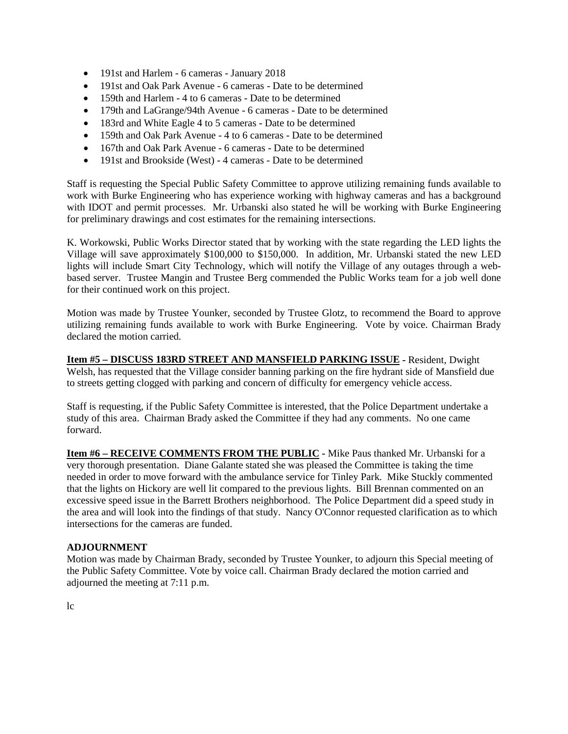- 191st and Harlem - 6 cameras - January 2018
- 191st and Oak Park Avenue - 6 cameras - Date to be determined
- 159th and Harlem - 4 to 6 cameras - Date to be determined
- 179th and LaGrange/94th Avenue - 6 cameras - Date to be determined
- 183rd and White Eagle 4 to 5 cameras - Date to be determined
- 159th and Oak Park Avenue - 4 to 6 cameras - Date to be determined
- 167th and Oak Park Avenue - 6 cameras - Date to be determined
- 191st and Brookside (West) - 4 cameras - Date to be determined

Staff is requesting the Special Public Safety Committee to approve utilizing remaining funds available to work with Burke Engineering who has experience working with highway cameras and has a background with IDOT and permit processes. Mr. Urbanski also stated he will be working with Burke Engineering for preliminary drawings and cost estimates for the remaining intersections.

K. Workowski, Public Works Director stated that by working with the state regarding the LED lights the Village will save approximately $100,000 to $150,000. In addition, Mr. Urbanski stated the new LED lights will include Smart City Technology, which will notify the Village of any outages through a web-based server. Trustee Mangin and Trustee Berg commended the Public Works team for a job well done for their continued work on this project.

Motion was made by Trustee Younker, seconded by Trustee Glotz, to recommend the Board to approve utilizing remaining funds available to work with Burke Engineering. Vote by voice. Chairman Brady declared the motion carried.

**Item #5 – DISCUSS 183RD STREET AND MANSFIELD PARKING ISSUE** - Resident, Dwight Welsh, has requested that the Village consider banning parking on the fire hydrant side of Mansfield due to streets getting clogged with parking and concern of difficulty for emergency vehicle access.

Staff is requesting, if the Public Safety Committee is interested, that the Police Department undertake a study of this area. Chairman Brady asked the Committee if they had any comments. No one came forward.

**Item #6 – RECEIVE COMMENTS FROM THE PUBLIC** - Mike Paus thanked Mr. Urbanski for a very thorough presentation. Diane Galante stated she was pleased the Committee is taking the time needed in order to move forward with the ambulance service for Tinley Park. Mike Stuckly commented that the lights on Hickory are well lit compared to the previous lights. Bill Brennan commented on an excessive speed issue in the Barrett Brothers neighborhood. The Police Department did a speed study in the area and will look into the findings of that study. Nancy O'Connor requested clarification as to which intersections for the cameras are funded.

**ADJOURNMENT**

Motion was made by Chairman Brady, seconded by Trustee Younker, to adjourn this Special meeting of the Public Safety Committee. Vote by voice call. Chairman Brady declared the motion carried and adjourned the meeting at 7:11 p.m.

lc